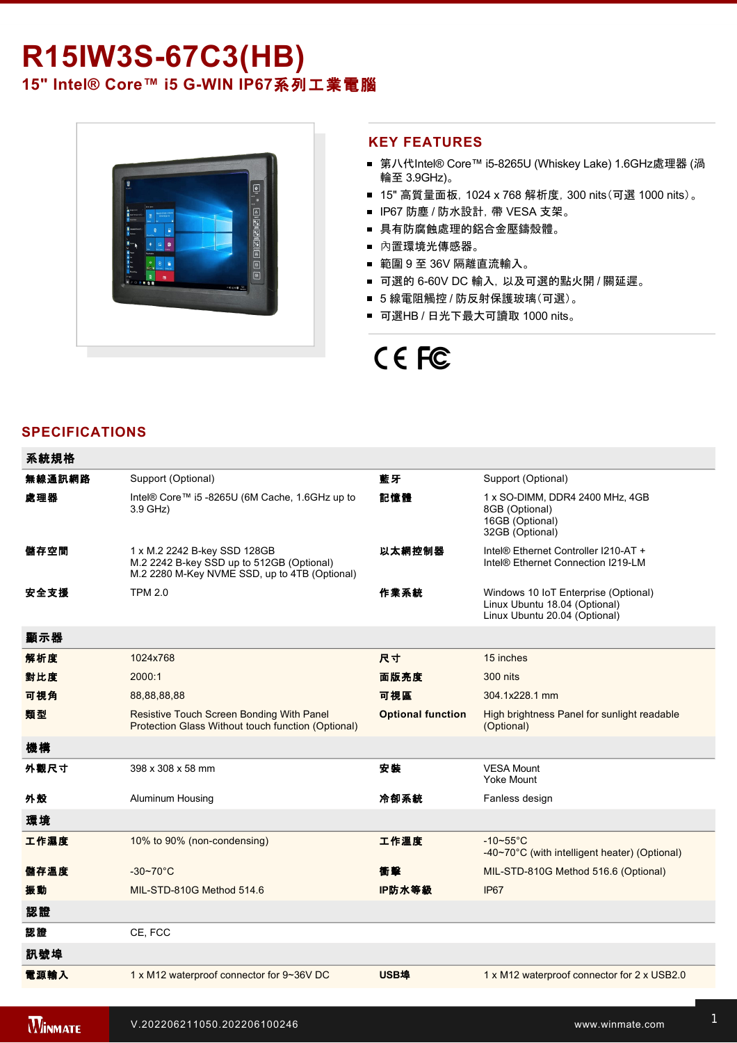# R15IW3S-67C3(HB)

## 15" Intel® Core™ i5 G-WIN IP67系列工業電腦

## KEY FEATURES

- 第八代Intel® Core™ i5-8265U (Whiskey Lake) 1.6GHz處理器 (渦輪至 3.9GHz)。
- 15" 高質量面板，1024 x 768 解析度，300 nits（可選 1000 nits）。
- IP67 防塵 / 防水設計，帶 VESA 支架。
- 具有防腐蝕處理的鋁合金壓鑄殼體。
- 內置環境光傳感器。
- 範圍 9 至 36V 隔離直流輸入。
- 可選的 6-60V DC 輸入，以及可選的點火開 / 關延遲。
- 5 線電阻觸控 / 防反射保護玻璃（可選）。
- 可選HB / 日光下最大可讀取 1000 nits。

## SPECIFICATIONS

| 系統規格 | | | |
|---|---|---|---|
| 無線通訊網路 | Support (Optional) | 藍牙 | Support (Optional) |
| 處理器 | Intel® Core™ i5 -8265U (6M Cache, 1.6GHz up to 3.9 GHz) | 記憶體 | 1 x SO-DIMM, DDR4 2400 MHz, 4GB<br>8GB (Optional)<br>16GB (Optional)<br>32GB (Optional) |
| 儲存空間 | 1 x M.2 2242 B-key SSD 128GB<br>M.2 2242 B-key SSD up to 512GB (Optional)<br>M.2 2280 M-Key NVME SSD, up to 4TB (Optional) | 以太網控制器 | Intel® Ethernet Controller I210-AT +<br>Intel® Ethernet Connection I219-LM |
| 安全支援 | TPM 2.0 | 作業系統 | Windows 10 IoT Enterprise (Optional)<br>Linux Ubuntu 18.04 (Optional)<br>Linux Ubuntu 20.04 (Optional) |
| **顯示器** | | | |
| 解析度 | 1024x768 | 尺寸 | 15 inches |
| 對比度 | 2000:1 | 面版亮度 | 300 nits |
| 可視角 | 88,88,88,88 | 可視區 | 304.1x228.1 mm |
| 類型 | Resistive Touch Screen Bonding With Panel Protection Glass Without touch function (Optional) | Optional function | High brightness Panel for sunlight readable (Optional) |
| **機構** | | | |
| 外觀尺寸 | 398 x 308 x 58 mm | 安裝 | VESA Mount<br>Yoke Mount |
| 外殼 | Aluminum Housing | 冷卻系統 | Fanless design |
| **環境** | | | |
| 工作濕度 | 10% to 90% (non-condensing) | 工作溫度 | -10~55°C<br>-40~70°C (with intelligent heater) (Optional) |
| 儲存溫度 | -30~70°C | 衝擊 | MIL-STD-810G Method 516.6 (Optional) |
| 振動 | MIL-STD-810G Method 514.6 | IP防水等級 | IP67 |
| **認證** | | | |
| 認證 | CE, FCC | | |
| **訊號埠** | | | |
| 電源輸入 | 1 x M12 waterproof connector for 9~36V DC | USB埠 | 1 x M12 waterproof connector for 2 x USB2.0 |

V.202206211050.202206100246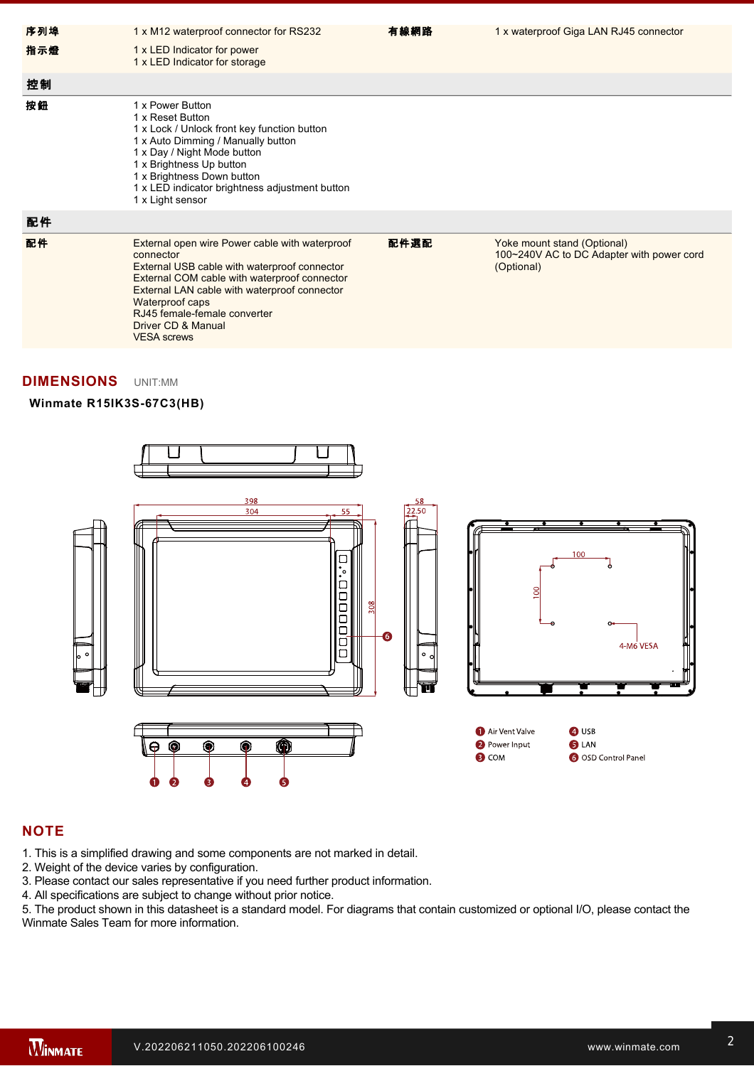| | | | |
|---|---|---|---|
| 序列埠 | 1 x M12 waterproof connector for RS232 | 有線網路 | 1 x waterproof Giga LAN RJ45 connector |
| 指示燈 | 1 x LED Indicator for power<br>1 x LED Indicator for storage | | |

## 控制

| | |
|---|---|
| 按鈕 | 1 x Power Button<br>1 x Reset Button<br>1 x Lock / Unlock front key function button<br>1 x Auto Dimming / Manually button<br>1 x Day / Night Mode button<br>1 x Brightness Up button<br>1 x Brightness Down button<br>1 x LED indicator brightness adjustment button<br>1 x Light sensor |

## 配件

| | | | |
|---|---|---|---|
| 配件 | External open wire Power cable with waterproof connector<br>External USB cable with waterproof connector<br>External COM cable with waterproof connector<br>External LAN cable with waterproof connector<br>Waterproof caps<br>RJ45 female-female converter<br>Driver CD & Manual<br>VESA screws | 配件選配 | Yoke mount stand (Optional)<br>100~240V AC to DC Adapter with power cord (Optional) |

## DIMENSIONS UNIT:MM

**Winmate R15IK3S-67C3(HB)**

398
304
55
58
22.50
308
100
100
4-M6 VESA

1 Air Vent Valve
2 Power Input
3 COM
4 USB
5 LAN
6 OSD Control Panel

## NOTE

1. This is a simplified drawing and some components are not marked in detail.
2. Weight of the device varies by configuration.
3. Please contact our sales representative if you need further product information.
4. All specifications are subject to change without prior notice.
5. The product shown in this datasheet is a standard model. For diagrams that contain customized or optional I/O, please contact the Winmate Sales Team for more information.